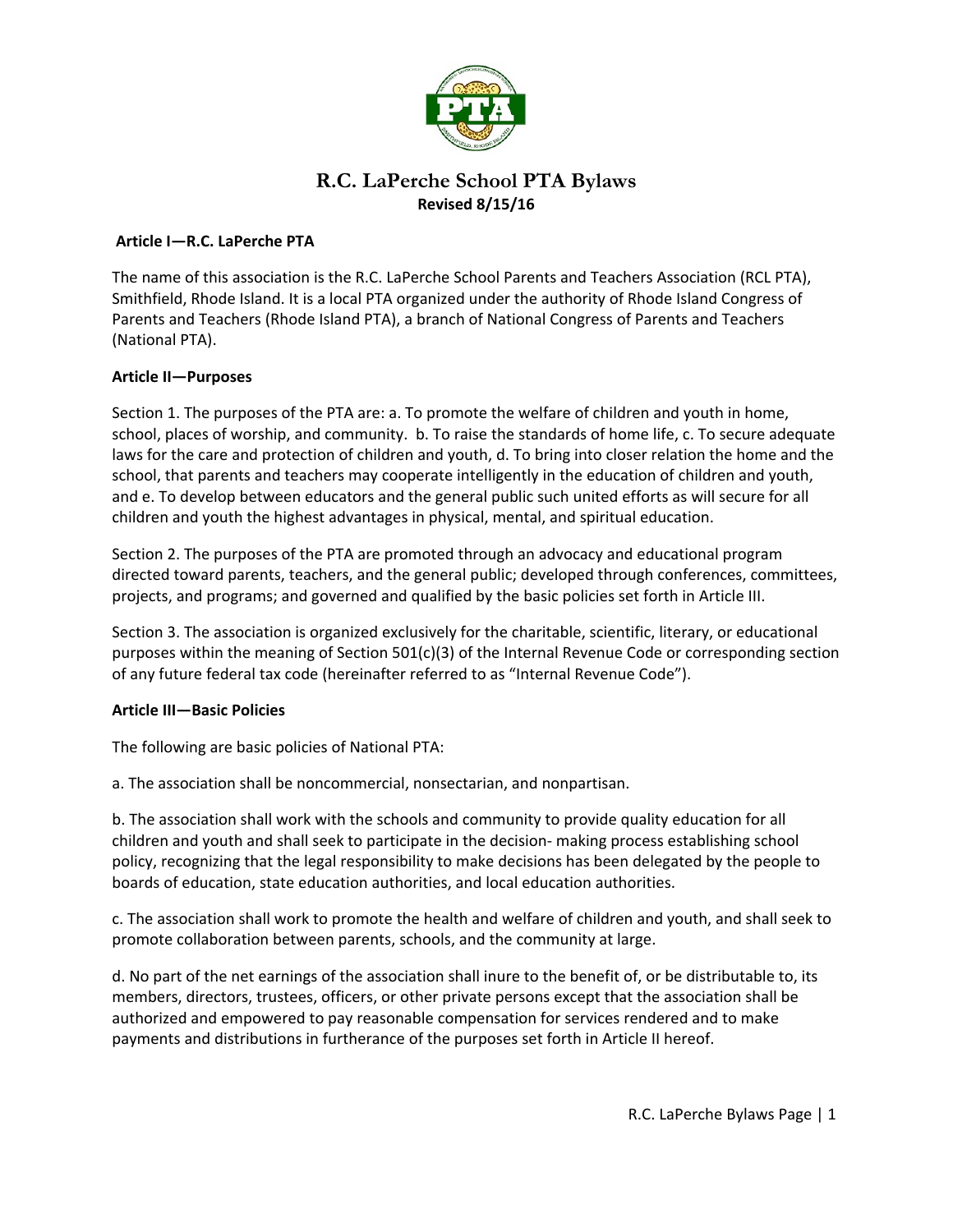# R.C. LaPerche School PTA Bylaws

**Revised 8/15/16**

**Article I—R.C. LaPerche PTA**

The name of this association is the R.C. LaPerche School Parents and Teachers Association (RCL PTA), Smithfield, Rhode Island. It is a local PTA organized under the authority of Rhode Island Congress of Parents and Teachers (Rhode Island PTA), a branch of National Congress of Parents and Teachers (National PTA).

**Article II—Purposes**

Section 1. The purposes of the PTA are: a. To promote the welfare of children and youth in home, school, places of worship, and community. b. To raise the standards of home life, c. To secure adequate laws for the care and protection of children and youth, d. To bring into closer relation the home and the school, that parents and teachers may cooperate intelligently in the education of children and youth, and e. To develop between educators and the general public such united efforts as will secure for all children and youth the highest advantages in physical, mental, and spiritual education.

Section 2. The purposes of the PTA are promoted through an advocacy and educational program directed toward parents, teachers, and the general public; developed through conferences, committees, projects, and programs; and governed and qualified by the basic policies set forth in Article III.

Section 3. The association is organized exclusively for the charitable, scientific, literary, or educational purposes within the meaning of Section 501(c)(3) of the Internal Revenue Code or corresponding section of any future federal tax code (hereinafter referred to as "Internal Revenue Code").

**Article III—Basic Policies**

The following are basic policies of National PTA:

a. The association shall be noncommercial, nonsectarian, and nonpartisan.

b. The association shall work with the schools and community to provide quality education for all children and youth and shall seek to participate in the decision- making process establishing school policy, recognizing that the legal responsibility to make decisions has been delegated by the people to boards of education, state education authorities, and local education authorities.

c. The association shall work to promote the health and welfare of children and youth, and shall seek to promote collaboration between parents, schools, and the community at large.

d. No part of the net earnings of the association shall inure to the benefit of, or be distributable to, its members, directors, trustees, officers, or other private persons except that the association shall be authorized and empowered to pay reasonable compensation for services rendered and to make payments and distributions in furtherance of the purposes set forth in Article II hereof.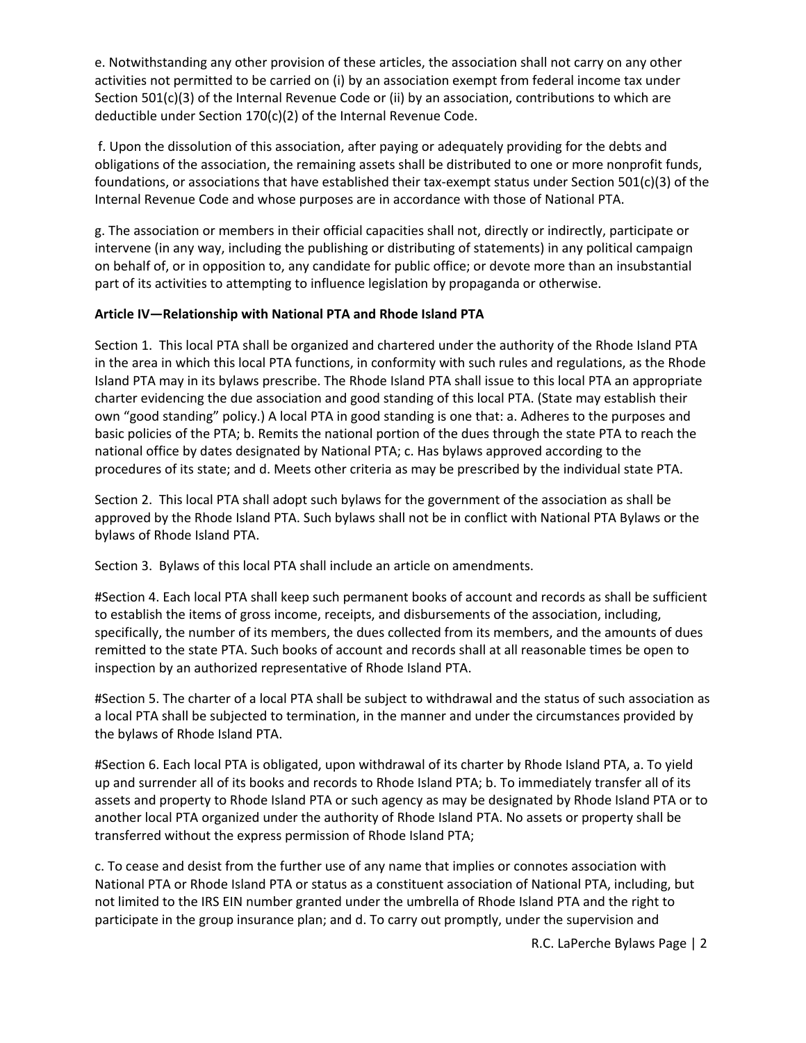e. Notwithstanding any other provision of these articles, the association shall not carry on any other activities not permitted to be carried on (i) by an association exempt from federal income tax under Section 501(c)(3) of the Internal Revenue Code or (ii) by an association, contributions to which are deductible under Section 170(c)(2) of the Internal Revenue Code.

f. Upon the dissolution of this association, after paying or adequately providing for the debts and obligations of the association, the remaining assets shall be distributed to one or more nonprofit funds, foundations, or associations that have established their tax-exempt status under Section 501(c)(3) of the Internal Revenue Code and whose purposes are in accordance with those of National PTA.

g. The association or members in their official capacities shall not, directly or indirectly, participate or intervene (in any way, including the publishing or distributing of statements) in any political campaign on behalf of, or in opposition to, any candidate for public office; or devote more than an insubstantial part of its activities to attempting to influence legislation by propaganda or otherwise.

**Article IV—Relationship with National PTA and Rhode Island PTA**

Section 1. This local PTA shall be organized and chartered under the authority of the Rhode Island PTA in the area in which this local PTA functions, in conformity with such rules and regulations, as the Rhode Island PTA may in its bylaws prescribe. The Rhode Island PTA shall issue to this local PTA an appropriate charter evidencing the due association and good standing of this local PTA. (State may establish their own "good standing" policy.) A local PTA in good standing is one that: a. Adheres to the purposes and basic policies of the PTA; b. Remits the national portion of the dues through the state PTA to reach the national office by dates designated by National PTA; c. Has bylaws approved according to the procedures of its state; and d. Meets other criteria as may be prescribed by the individual state PTA.

Section 2. This local PTA shall adopt such bylaws for the government of the association as shall be approved by the Rhode Island PTA. Such bylaws shall not be in conflict with National PTA Bylaws or the bylaws of Rhode Island PTA.

Section 3. Bylaws of this local PTA shall include an article on amendments.

#Section 4. Each local PTA shall keep such permanent books of account and records as shall be sufficient to establish the items of gross income, receipts, and disbursements of the association, including, specifically, the number of its members, the dues collected from its members, and the amounts of dues remitted to the state PTA. Such books of account and records shall at all reasonable times be open to inspection by an authorized representative of Rhode Island PTA.

#Section 5. The charter of a local PTA shall be subject to withdrawal and the status of such association as a local PTA shall be subjected to termination, in the manner and under the circumstances provided by the bylaws of Rhode Island PTA.

#Section 6. Each local PTA is obligated, upon withdrawal of its charter by Rhode Island PTA, a. To yield up and surrender all of its books and records to Rhode Island PTA; b. To immediately transfer all of its assets and property to Rhode Island PTA or such agency as may be designated by Rhode Island PTA or to another local PTA organized under the authority of Rhode Island PTA. No assets or property shall be transferred without the express permission of Rhode Island PTA;

c. To cease and desist from the further use of any name that implies or connotes association with National PTA or Rhode Island PTA or status as a constituent association of National PTA, including, but not limited to the IRS EIN number granted under the umbrella of Rhode Island PTA and the right to participate in the group insurance plan; and d. To carry out promptly, under the supervision and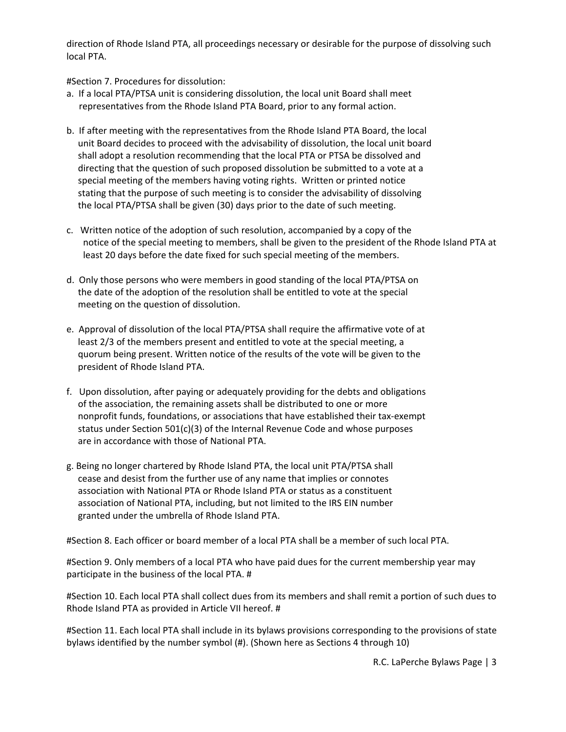direction of Rhode Island PTA, all proceedings necessary or desirable for the purpose of dissolving such local PTA.

#Section 7. Procedures for dissolution:

a. If a local PTA/PTSA unit is considering dissolution, the local unit Board shall meet representatives from the Rhode Island PTA Board, prior to any formal action.

b. If after meeting with the representatives from the Rhode Island PTA Board, the local unit Board decides to proceed with the advisability of dissolution, the local unit board shall adopt a resolution recommending that the local PTA or PTSA be dissolved and directing that the question of such proposed dissolution be submitted to a vote at a special meeting of the members having voting rights. Written or printed notice stating that the purpose of such meeting is to consider the advisability of dissolving the local PTA/PTSA shall be given (30) days prior to the date of such meeting.

c. Written notice of the adoption of such resolution, accompanied by a copy of the notice of the special meeting to members, shall be given to the president of the Rhode Island PTA at least 20 days before the date fixed for such special meeting of the members.

d. Only those persons who were members in good standing of the local PTA/PTSA on the date of the adoption of the resolution shall be entitled to vote at the special meeting on the question of dissolution.

e. Approval of dissolution of the local PTA/PTSA shall require the affirmative vote of at least 2/3 of the members present and entitled to vote at the special meeting, a quorum being present. Written notice of the results of the vote will be given to the president of Rhode Island PTA.

f. Upon dissolution, after paying or adequately providing for the debts and obligations of the association, the remaining assets shall be distributed to one or more nonprofit funds, foundations, or associations that have established their tax-exempt status under Section 501(c)(3) of the Internal Revenue Code and whose purposes are in accordance with those of National PTA.

g. Being no longer chartered by Rhode Island PTA, the local unit PTA/PTSA shall cease and desist from the further use of any name that implies or connotes association with National PTA or Rhode Island PTA or status as a constituent association of National PTA, including, but not limited to the IRS EIN number granted under the umbrella of Rhode Island PTA.

#Section 8. Each officer or board member of a local PTA shall be a member of such local PTA.

#Section 9. Only members of a local PTA who have paid dues for the current membership year may participate in the business of the local PTA. #

#Section 10. Each local PTA shall collect dues from its members and shall remit a portion of such dues to Rhode Island PTA as provided in Article VII hereof. #

#Section 11. Each local PTA shall include in its bylaws provisions corresponding to the provisions of state bylaws identified by the number symbol (#). (Shown here as Sections 4 through 10)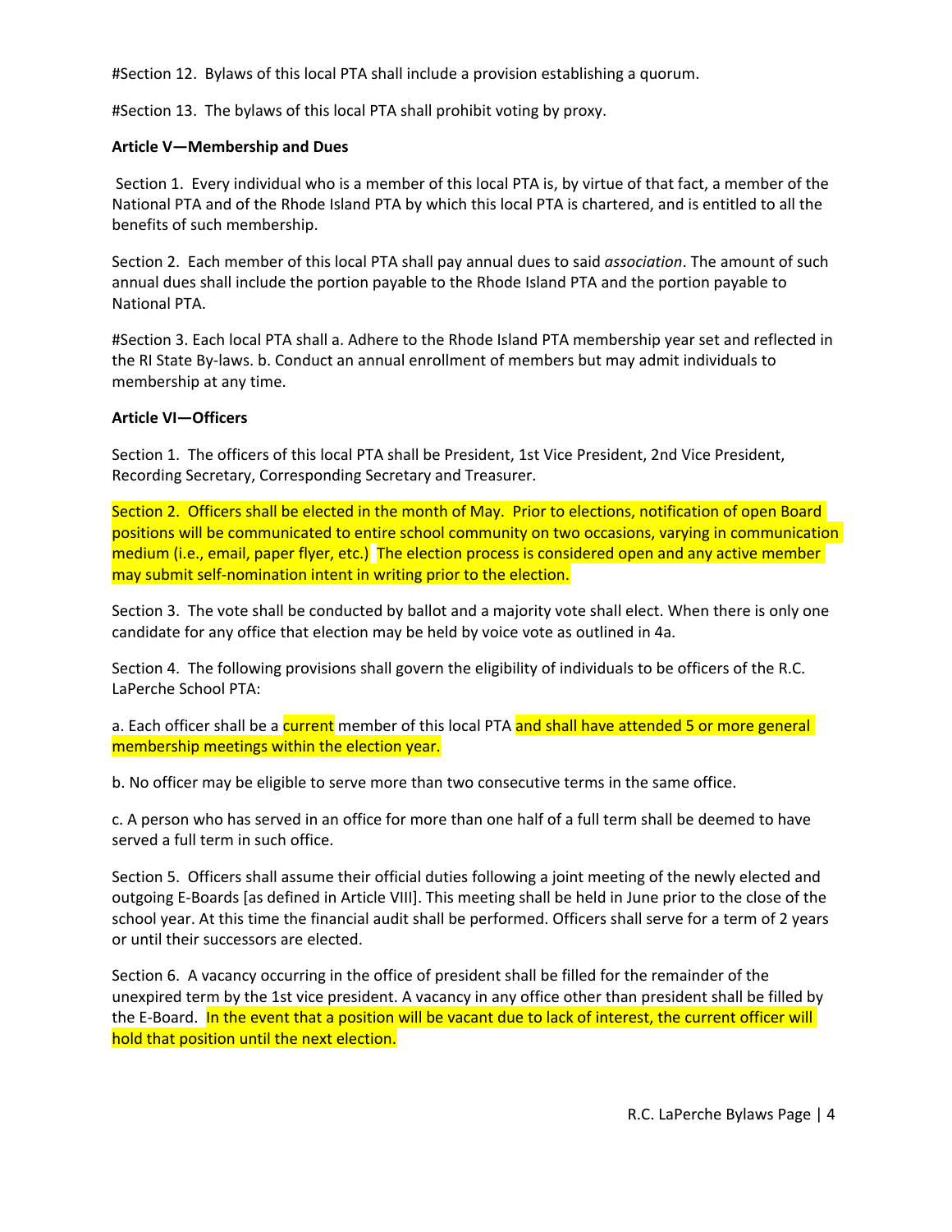#Section 12. Bylaws of this local PTA shall include a provision establishing a quorum.

#Section 13. The bylaws of this local PTA shall prohibit voting by proxy.

**Article V—Membership and Dues**

Section 1. Every individual who is a member of this local PTA is, by virtue of that fact, a member of the National PTA and of the Rhode Island PTA by which this local PTA is chartered, and is entitled to all the benefits of such membership.

Section 2. Each member of this local PTA shall pay annual dues to said *association*. The amount of such annual dues shall include the portion payable to the Rhode Island PTA and the portion payable to National PTA.

#Section 3. Each local PTA shall a. Adhere to the Rhode Island PTA membership year set and reflected in the RI State By-laws. b. Conduct an annual enrollment of members but may admit individuals to membership at any time.

**Article VI—Officers**

Section 1. The officers of this local PTA shall be President, 1st Vice President, 2nd Vice President, Recording Secretary, Corresponding Secretary and Treasurer.

Section 2. Officers shall be elected in the month of May. Prior to elections, notification of open Board positions will be communicated to entire school community on two occasions, varying in communication medium (i.e., email, paper flyer, etc.) The election process is considered open and any active member may submit self-nomination intent in writing prior to the election.

Section 3. The vote shall be conducted by ballot and a majority vote shall elect. When there is only one candidate for any office that election may be held by voice vote as outlined in 4a.

Section 4. The following provisions shall govern the eligibility of individuals to be officers of the R.C. LaPerche School PTA:

a. Each officer shall be a current member of this local PTA and shall have attended 5 or more general membership meetings within the election year.

b. No officer may be eligible to serve more than two consecutive terms in the same office.

c. A person who has served in an office for more than one half of a full term shall be deemed to have served a full term in such office.

Section 5. Officers shall assume their official duties following a joint meeting of the newly elected and outgoing E-Boards [as defined in Article VIII]. This meeting shall be held in June prior to the close of the school year. At this time the financial audit shall be performed. Officers shall serve for a term of 2 years or until their successors are elected.

Section 6. A vacancy occurring in the office of president shall be filled for the remainder of the unexpired term by the 1st vice president. A vacancy in any office other than president shall be filled by the E-Board. In the event that a position will be vacant due to lack of interest, the current officer will hold that position until the next election.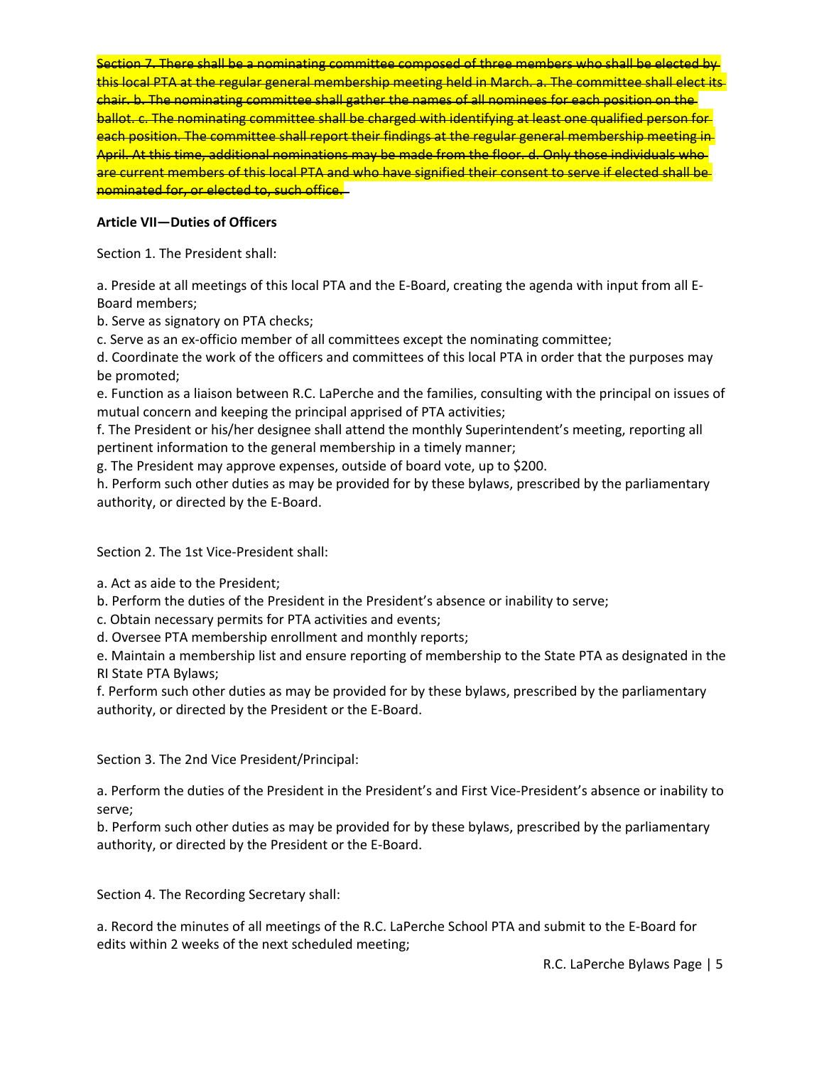~~Section 7. There shall be a nominating committee composed of three members who shall be elected by this local PTA at the regular general membership meeting held in March. a. The committee shall elect its chair. b. The nominating committee shall gather the names of all nominees for each position on the ballot. c. The nominating committee shall be charged with identifying at least one qualified person for each position. The committee shall report their findings at the regular general membership meeting in April. At this time, additional nominations may be made from the floor. d. Only those individuals who are current members of this local PTA and who have signified their consent to serve if elected shall be nominated for, or elected to, such office.~~

**Article VII—Duties of Officers**

Section 1. The President shall:

a. Preside at all meetings of this local PTA and the E-Board, creating the agenda with input from all E-Board members;
b. Serve as signatory on PTA checks;
c. Serve as an ex-officio member of all committees except the nominating committee;
d. Coordinate the work of the officers and committees of this local PTA in order that the purposes may be promoted;
e. Function as a liaison between R.C. LaPerche and the families, consulting with the principal on issues of mutual concern and keeping the principal apprised of PTA activities;
f. The President or his/her designee shall attend the monthly Superintendent's meeting, reporting all pertinent information to the general membership in a timely manner;
g. The President may approve expenses, outside of board vote, up to $200.
h. Perform such other duties as may be provided for by these bylaws, prescribed by the parliamentary authority, or directed by the E-Board.

Section 2. The 1st Vice-President shall:

a. Act as aide to the President;
b. Perform the duties of the President in the President's absence or inability to serve;
c. Obtain necessary permits for PTA activities and events;
d. Oversee PTA membership enrollment and monthly reports;
e. Maintain a membership list and ensure reporting of membership to the State PTA as designated in the RI State PTA Bylaws;
f. Perform such other duties as may be provided for by these bylaws, prescribed by the parliamentary authority, or directed by the President or the E-Board.

Section 3. The 2nd Vice President/Principal:

a. Perform the duties of the President in the President's and First Vice-President's absence or inability to serve;
b. Perform such other duties as may be provided for by these bylaws, prescribed by the parliamentary authority, or directed by the President or the E-Board.

Section 4. The Recording Secretary shall:

a. Record the minutes of all meetings of the R.C. LaPerche School PTA and submit to the E-Board for edits within 2 weeks of the next scheduled meeting;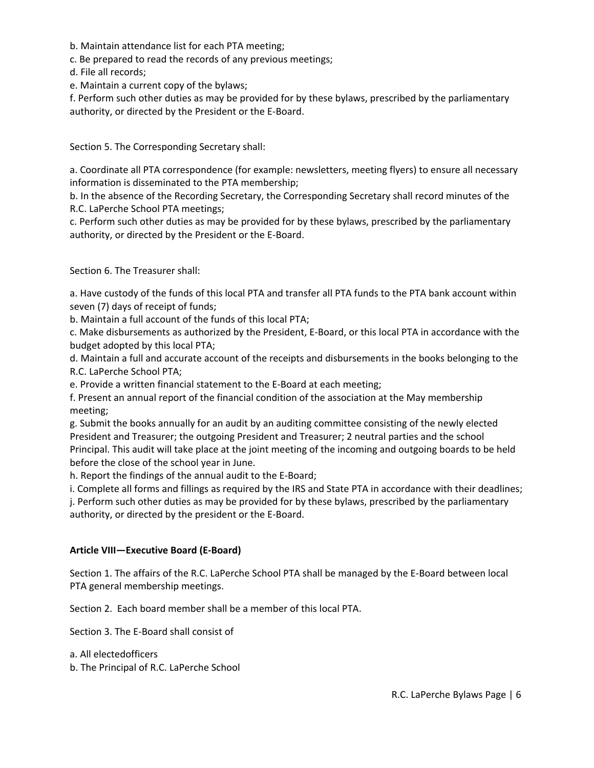b. Maintain attendance list for each PTA meeting;
c. Be prepared to read the records of any previous meetings;
d. File all records;
e. Maintain a current copy of the bylaws;
f. Perform such other duties as may be provided for by these bylaws, prescribed by the parliamentary authority, or directed by the President or the E-Board.

Section 5. The Corresponding Secretary shall:

a. Coordinate all PTA correspondence (for example: newsletters, meeting flyers) to ensure all necessary information is disseminated to the PTA membership;
b. In the absence of the Recording Secretary, the Corresponding Secretary shall record minutes of the R.C. LaPerche School PTA meetings;
c. Perform such other duties as may be provided for by these bylaws, prescribed by the parliamentary authority, or directed by the President or the E-Board.

Section 6. The Treasurer shall:

a. Have custody of the funds of this local PTA and transfer all PTA funds to the PTA bank account within seven (7) days of receipt of funds;
b. Maintain a full account of the funds of this local PTA;
c. Make disbursements as authorized by the President, E-Board, or this local PTA in accordance with the budget adopted by this local PTA;
d. Maintain a full and accurate account of the receipts and disbursements in the books belonging to the R.C. LaPerche School PTA;
e. Provide a written financial statement to the E-Board at each meeting;
f. Present an annual report of the financial condition of the association at the May membership meeting;
g. Submit the books annually for an audit by an auditing committee consisting of the newly elected President and Treasurer; the outgoing President and Treasurer; 2 neutral parties and the school Principal. This audit will take place at the joint meeting of the incoming and outgoing boards to be held before the close of the school year in June.
h. Report the findings of the annual audit to the E-Board;
i. Complete all forms and fillings as required by the IRS and State PTA in accordance with their deadlines;
j. Perform such other duties as may be provided for by these bylaws, prescribed by the parliamentary authority, or directed by the president or the E-Board.

**Article VIII—Executive Board (E-Board)**

Section 1. The affairs of the R.C. LaPerche School PTA shall be managed by the E-Board between local PTA general membership meetings.

Section 2. Each board member shall be a member of this local PTA.

Section 3. The E-Board shall consist of

a. All electedofficers
b. The Principal of R.C. LaPerche School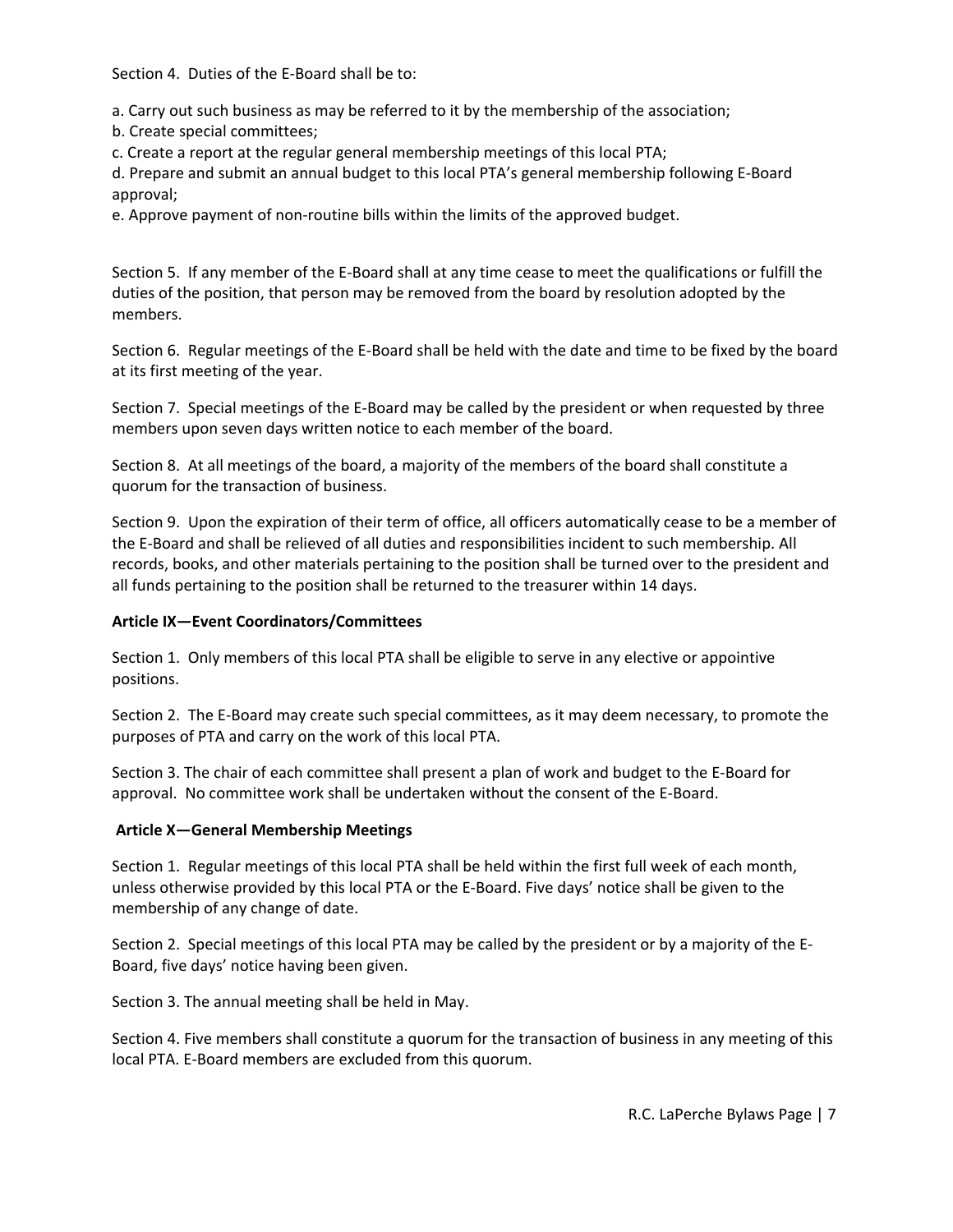Section 4. Duties of the E-Board shall be to:

a. Carry out such business as may be referred to it by the membership of the association;
b. Create special committees;
c. Create a report at the regular general membership meetings of this local PTA;
d. Prepare and submit an annual budget to this local PTA's general membership following E-Board approval;
e. Approve payment of non-routine bills within the limits of the approved budget.

Section 5. If any member of the E-Board shall at any time cease to meet the qualifications or fulfill the duties of the position, that person may be removed from the board by resolution adopted by the members.

Section 6. Regular meetings of the E-Board shall be held with the date and time to be fixed by the board at its first meeting of the year.

Section 7. Special meetings of the E-Board may be called by the president or when requested by three members upon seven days written notice to each member of the board.

Section 8. At all meetings of the board, a majority of the members of the board shall constitute a quorum for the transaction of business.

Section 9. Upon the expiration of their term of office, all officers automatically cease to be a member of the E-Board and shall be relieved of all duties and responsibilities incident to such membership. All records, books, and other materials pertaining to the position shall be turned over to the president and all funds pertaining to the position shall be returned to the treasurer within 14 days.

**Article IX—Event Coordinators/Committees**

Section 1. Only members of this local PTA shall be eligible to serve in any elective or appointive positions.

Section 2. The E-Board may create such special committees, as it may deem necessary, to promote the purposes of PTA and carry on the work of this local PTA.

Section 3. The chair of each committee shall present a plan of work and budget to the E-Board for approval. No committee work shall be undertaken without the consent of the E-Board.

**Article X—General Membership Meetings**

Section 1. Regular meetings of this local PTA shall be held within the first full week of each month, unless otherwise provided by this local PTA or the E-Board. Five days' notice shall be given to the membership of any change of date.

Section 2. Special meetings of this local PTA may be called by the president or by a majority of the E-Board, five days' notice having been given.

Section 3. The annual meeting shall be held in May.

Section 4. Five members shall constitute a quorum for the transaction of business in any meeting of this local PTA. E-Board members are excluded from this quorum.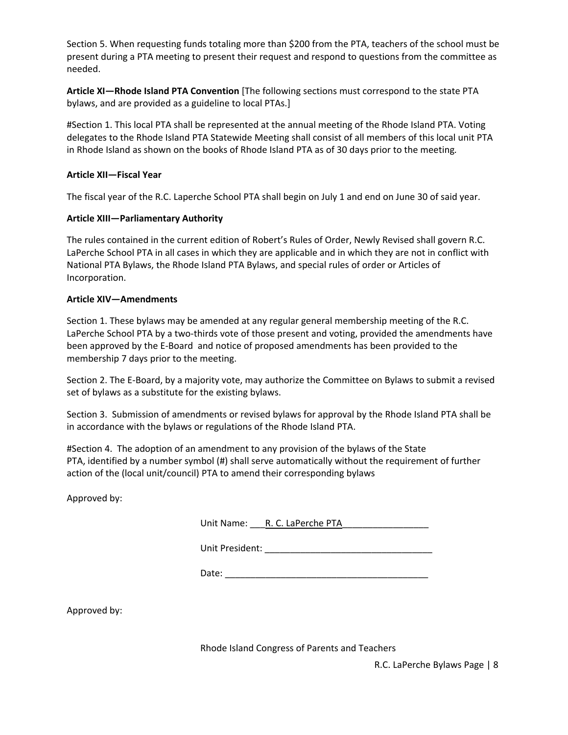Section 5. When requesting funds totaling more than $200 from the PTA, teachers of the school must be present during a PTA meeting to present their request and respond to questions from the committee as needed.

**Article XI—Rhode Island PTA Convention** [The following sections must correspond to the state PTA bylaws, and are provided as a guideline to local PTAs.]

#Section 1. This local PTA shall be represented at the annual meeting of the Rhode Island PTA. Voting delegates to the Rhode Island PTA Statewide Meeting shall consist of all members of this local unit PTA in Rhode Island as shown on the books of Rhode Island PTA as of 30 days prior to the meeting.

**Article XII—Fiscal Year**

The fiscal year of the R.C. Laperche School PTA shall begin on July 1 and end on June 30 of said year.

**Article XIII—Parliamentary Authority**

The rules contained in the current edition of Robert's Rules of Order, Newly Revised shall govern R.C. LaPerche School PTA in all cases in which they are applicable and in which they are not in conflict with National PTA Bylaws, the Rhode Island PTA Bylaws, and special rules of order or Articles of Incorporation.

**Article XIV—Amendments**

Section 1. These bylaws may be amended at any regular general membership meeting of the R.C. LaPerche School PTA by a two-thirds vote of those present and voting, provided the amendments have been approved by the E-Board and notice of proposed amendments has been provided to the membership 7 days prior to the meeting.

Section 2. The E-Board, by a majority vote, may authorize the Committee on Bylaws to submit a revised set of bylaws as a substitute for the existing bylaws.

Section 3. Submission of amendments or revised bylaws for approval by the Rhode Island PTA shall be in accordance with the bylaws or regulations of the Rhode Island PTA.

#Section 4. The adoption of an amendment to any provision of the bylaws of the State PTA, identified by a number symbol (#) shall serve automatically without the requirement of further action of the (local unit/council) PTA to amend their corresponding bylaws

Approved by:

Unit Name: ___R. C. LaPerche PTA_________________

Unit President: _________________________________

Date: ________________________________________

Approved by:

Rhode Island Congress of Parents and Teachers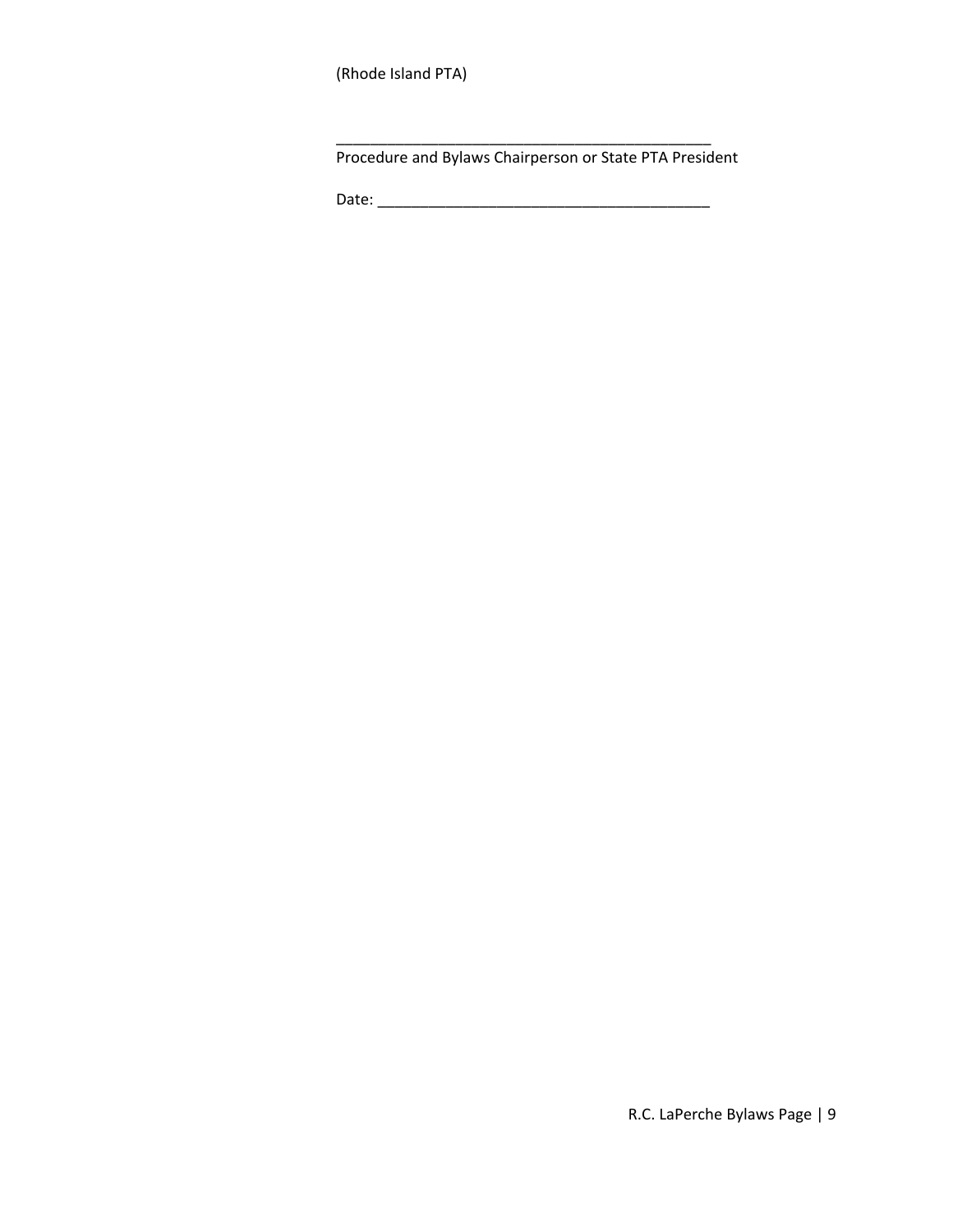(Rhode Island PTA)

_____________________________________________

Procedure and Bylaws Chairperson or State PTA President

Date: _______________________________________